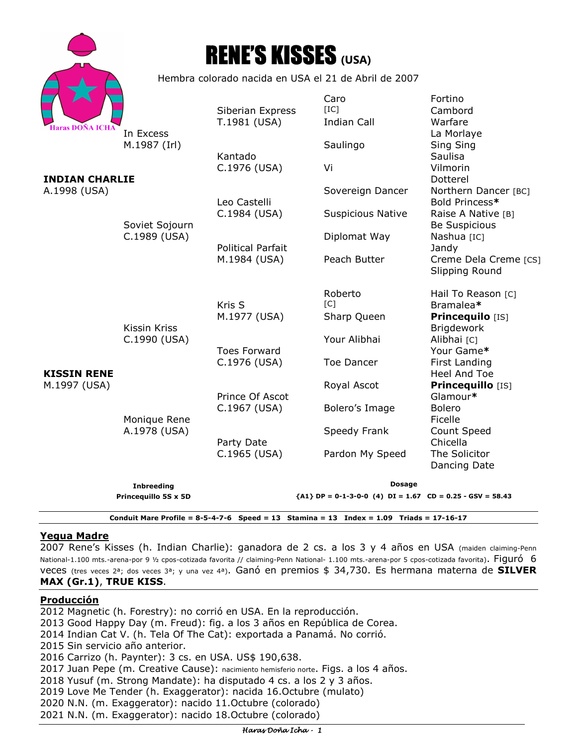# RENE'S KISSES (USA)

Hembra colorado nacida en USA el 21 de Abril de 2007

| | | | |
|---|---|---|---|
| **INDIAN CHARLIE** A.1998 (USA) | In Excess M.1987 (Irl) | Siberian Express T.1981 (USA) | Caro [IC] | Fortino |
| | | | | Cambord |
| | | | Indian Call | Warfare |
| | | | | La Morlaye |
| | | Kantado C.1976 (USA) | Saulingo | Sing Sing |
| | | | | Saulisa |
| | | | Vi | Vilmorin |
| | | | | Dotterel |
| | Soviet Sojourn C.1989 (USA) | Leo Castelli C.1984 (USA) | Sovereign Dancer | Northern Dancer [BC] |
| | | | | Bold Princess* |
| | | | Suspicious Native | Raise A Native [B] |
| | | | | Be Suspicious |
| | | Political Parfait M.1984 (USA) | Diplomat Way | Nashua [IC] |
| | | | | Jandy |
| | | | Peach Butter | Creme Dela Creme [CS] |
| | | | | Slipping Round |
| **KISSIN RENE** M.1997 (USA) | Kissin Kriss C.1990 (USA) | Kris S M.1977 (USA) | Roberto [C] | Hail To Reason [C] |
| | | | | Bramalea* |
| | | | Sharp Queen | **Princequilo** [IS] |
| | | | | Brigdework |
| | | Toes Forward C.1976 (USA) | Your Alibhai | Alibhai [C] |
| | | | | Your Game* |
| | | | Toe Dancer | First Landing |
| | | | | Heel And Toe |
| | Monique Rene A.1978 (USA) | Prince Of Ascot C.1967 (USA) | Royal Ascot | **Princequilo** [IS] |
| | | | | Glamour* |
| | | | Bolero's Image | Bolero |
| | | | | Ficelle |
| | | Party Date C.1965 (USA) | Speedy Frank | Count Speed |
| | | | | Chicella |
| | | | Pardon My Speed | The Solicitor |
| | | | | Dancing Date |

**Inbreeding**
**Princequillo 5S x 5D**

**Dosage**
**{A1} DP = 0-1-3-0-0 (4) DI = 1.67 CD = 0.25 - GSV = 58.43**

**Conduit Mare Profile = 8-5-4-7-6 Speed = 13 Stamina = 13 Index = 1.09 Triads = 17-16-17**

## Yegua Madre

2007 Rene's Kisses (h. Indian Charlie): ganadora de 2 cs. a los 3 y 4 años en USA (maiden claiming-Penn National-1.100 mts.-arena-por 9 ½ cpos-cotizada favorita // claiming-Penn National- 1.100 mts.-arena-por 5 cpos-cotizada favorita). Figuró 6 veces (tres veces 2ª; dos veces 3ª; y una vez 4ª). Ganó en premios $ 34,730. Es hermana materna de **SILVER MAX (Gr.1)**, **TRUE KISS**.

## Producción

2012 Magnetic (h. Forestry): no corrió en USA. En la reproducción.
2013 Good Happy Day (m. Freud): fig. a los 3 años en República de Corea.
2014 Indian Cat V. (h. Tela Of The Cat): exportada a Panamá. No corrió.
2015 Sin servicio año anterior.
2016 Carrizo (h. Paynter): 3 cs. en USA. US$ 190,638.
2017 Juan Pepe (m. Creative Cause): nacimiento hemisferio norte. Figs. a los 4 años.
2018 Yusuf (m. Strong Mandate): ha disputado 4 cs. a los 2 y 3 años.
2019 Love Me Tender (h. Exaggerator): nacida 16.Octubre (mulato)
2020 N.N. (m. Exaggerator): nacido 11.Octubre (colorado)
2021 N.N. (m. Exaggerator): nacido 18.Octubre (colorado)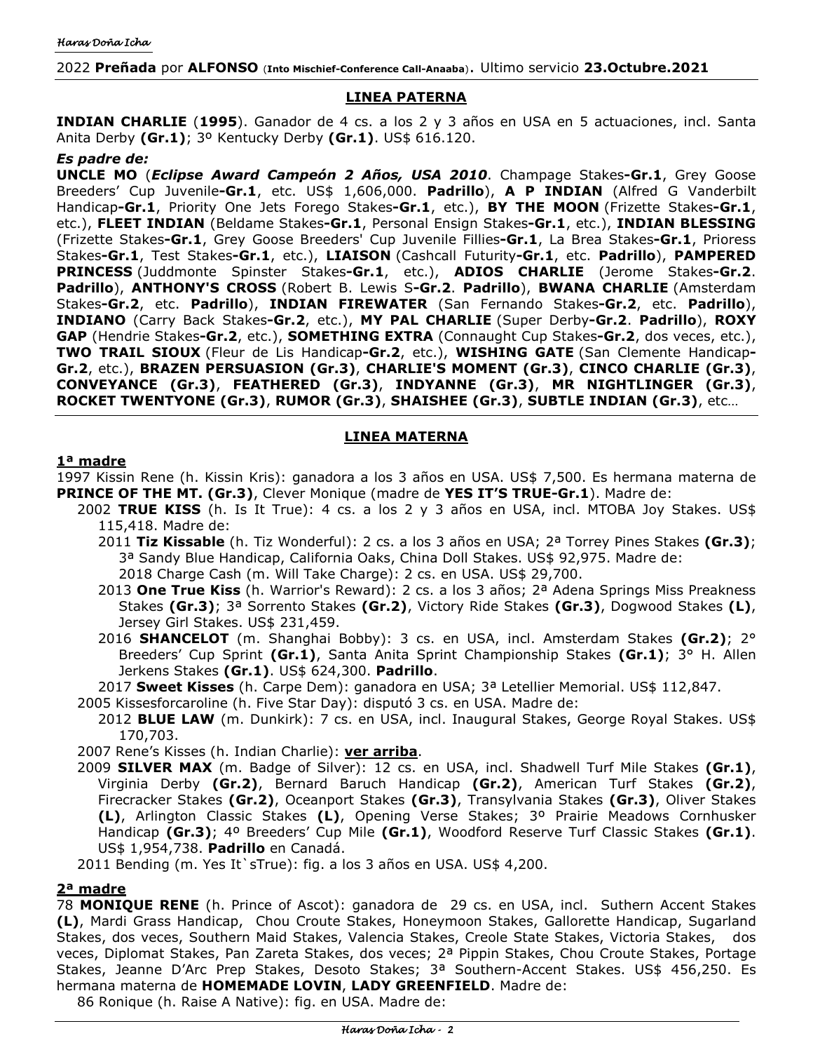2022 **Preñada** por **ALFONSO** (**Into Mischief-Conference Call-Anaaba**). Ultimo servicio **23.Octubre.2021**

## LINEA PATERNA

**INDIAN CHARLIE** (**1995**). Ganador de 4 cs. a los 2 y 3 años en USA en 5 actuaciones, incl. Santa Anita Derby **(Gr.1)**; 3º Kentucky Derby **(Gr.1)**. US$ 616.120.

***Es padre de:***

**UNCLE MO** (***Eclipse Award Campeón 2 Años, USA 2010***. Champage Stakes**-Gr.1**, Grey Goose Breeders' Cup Juvenile**-Gr.1**, etc. US$ 1,606,000. **Padrillo**), **A P INDIAN** (Alfred G Vanderbilt Handicap**-Gr.1**, Priority One Jets Forego Stakes**-Gr.1**, etc.), **BY THE MOON** (Frizette Stakes**-Gr.1**, etc.), **FLEET INDIAN** (Beldame Stakes**-Gr.1**, Personal Ensign Stakes**-Gr.1**, etc.), **INDIAN BLESSING** (Frizette Stakes**-Gr.1**, Grey Goose Breeders' Cup Juvenile Fillies**-Gr.1**, La Brea Stakes**-Gr.1**, Prioress Stakes**-Gr.1**, Test Stakes**-Gr.1**, etc.), **LIAISON** (Cashcall Futurity**-Gr.1**, etc. **Padrillo**), **PAMPERED PRINCESS** (Juddmonte Spinster Stakes**-Gr.1**, etc.), **ADIOS CHARLIE** (Jerome Stakes**-Gr.2**. **Padrillo**), **ANTHONY'S CROSS** (Robert B. Lewis S**-Gr.2**. **Padrillo**), **BWANA CHARLIE** (Amsterdam Stakes**-Gr.2**, etc. **Padrillo**), **INDIAN FIREWATER** (San Fernando Stakes**-Gr.2**, etc. **Padrillo**), **INDIANO** (Carry Back Stakes**-Gr.2**, etc.), **MY PAL CHARLIE** (Super Derby**-Gr.2**. **Padrillo**), **ROXY GAP** (Hendrie Stakes**-Gr.2**, etc.), **SOMETHING EXTRA** (Connaught Cup Stakes**-Gr.2**, dos veces, etc.), **TWO TRAIL SIOUX** (Fleur de Lis Handicap**-Gr.2**, etc.), **WISHING GATE** (San Clemente Handicap**-Gr.2**, etc.), **BRAZEN PERSUASION (Gr.3)**, **CHARLIE'S MOMENT (Gr.3)**, **CINCO CHARLIE (Gr.3)**, **CONVEYANCE (Gr.3)**, **FEATHERED (Gr.3)**, **INDYANNE (Gr.3)**, **MR NIGHTLINGER (Gr.3)**, **ROCKET TWENTYONE (Gr.3)**, **RUMOR (Gr.3)**, **SHAISHEE (Gr.3)**, **SUBTLE INDIAN (Gr.3)**, etc…

## LINEA MATERNA

### 1ª madre

1997 Kissin Rene (h. Kissin Kris): ganadora a los 3 años en USA. US$ 7,500. Es hermana materna de **PRINCE OF THE MT. (Gr.3)**, Clever Monique (madre de **YES IT'S TRUE-Gr.1**). Madre de:

- 2002 **TRUE KISS** (h. Is It True): 4 cs. a los 2 y 3 años en USA, incl. MTOBA Joy Stakes. US$ 115,418. Madre de:
  - 2011 **Tiz Kissable** (h. Tiz Wonderful): 2 cs. a los 3 años en USA; 2ª Torrey Pines Stakes **(Gr.3)**; 3ª Sandy Blue Handicap, California Oaks, China Doll Stakes. US$ 92,975. Madre de:
    - 2018 Charge Cash (m. Will Take Charge): 2 cs. en USA. US$ 29,700.
  - 2013 **One True Kiss** (h. Warrior's Reward): 2 cs. a los 3 años; 2ª Adena Springs Miss Preakness Stakes **(Gr.3)**; 3ª Sorrento Stakes **(Gr.2)**, Victory Ride Stakes **(Gr.3)**, Dogwood Stakes **(L)**, Jersey Girl Stakes. US$ 231,459.
  - 2016 **SHANCELOT** (m. Shanghai Bobby): 3 cs. en USA, incl. Amsterdam Stakes **(Gr.2)**; 2° Breeders' Cup Sprint **(Gr.1)**, Santa Anita Sprint Championship Stakes **(Gr.1)**; 3° H. Allen Jerkens Stakes **(Gr.1)**. US$ 624,300. **Padrillo**.
  - 2017 **Sweet Kisses** (h. Carpe Dem): ganadora en USA; 3ª Letellier Memorial. US$ 112,847.
- 2005 Kissesforcaroline (h. Five Star Day): disputó 3 cs. en USA. Madre de:
  - 2012 **BLUE LAW** (m. Dunkirk): 7 cs. en USA, incl. Inaugural Stakes, George Royal Stakes. US$ 170,703.
- 2007 Rene's Kisses (h. Indian Charlie): **ver arriba**.
- 2009 **SILVER MAX** (m. Badge of Silver): 12 cs. en USA, incl. Shadwell Turf Mile Stakes **(Gr.1)**, Virginia Derby **(Gr.2)**, Bernard Baruch Handicap **(Gr.2)**, American Turf Stakes **(Gr.2)**, Firecracker Stakes **(Gr.2)**, Oceanport Stakes **(Gr.3)**, Transylvania Stakes **(Gr.3)**, Oliver Stakes **(L)**, Arlington Classic Stakes **(L)**, Opening Verse Stakes; 3º Prairie Meadows Cornhusker Handicap **(Gr.3)**; 4º Breeders' Cup Mile **(Gr.1)**, Woodford Reserve Turf Classic Stakes **(Gr.1)**. US$ 1,954,738. **Padrillo** en Canadá.
- 2011 Bending (m. Yes It`sTrue): fig. a los 3 años en USA. US$ 4,200.

### 2ª madre

78 **MONIQUE RENE** (h. Prince of Ascot): ganadora de 29 cs. en USA, incl. Suthern Accent Stakes **(L)**, Mardi Grass Handicap, Chou Croute Stakes, Honeymoon Stakes, Gallorette Handicap, Sugarland Stakes, dos veces, Southern Maid Stakes, Valencia Stakes, Creole State Stakes, Victoria Stakes, dos veces, Diplomat Stakes, Pan Zareta Stakes, dos veces; 2ª Pippin Stakes, Chou Croute Stakes, Portage Stakes, Jeanne D'Arc Prep Stakes, Desoto Stakes; 3ª Southern-Accent Stakes. US$ 456,250. Es hermana materna de **HOMEMADE LOVIN**, **LADY GREENFIELD**. Madre de:

- 86 Ronique (h. Raise A Native): fig. en USA. Madre de: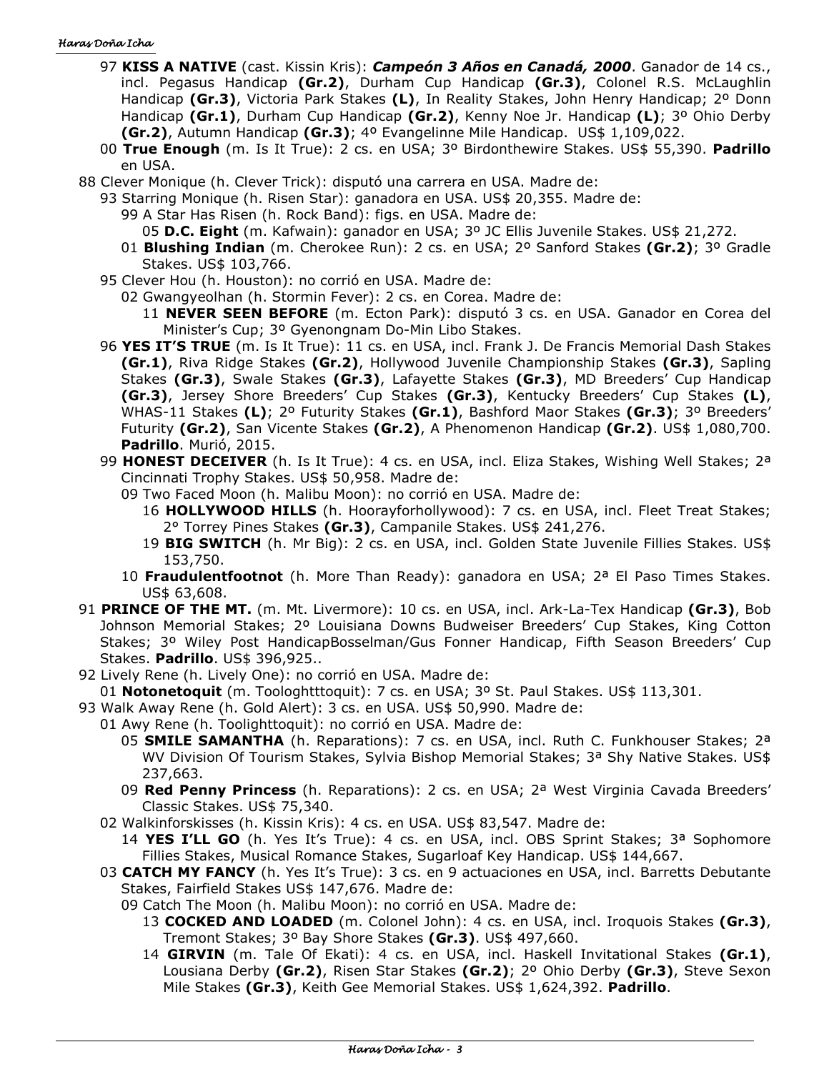- 97 **KISS A NATIVE** (cast. Kissin Kris): ***Campeón 3 Años en Canadá, 2000***. Ganador de 14 cs., incl. Pegasus Handicap **(Gr.2)**, Durham Cup Handicap **(Gr.3)**, Colonel R.S. McLaughlin Handicap **(Gr.3)**, Victoria Park Stakes **(L)**, In Reality Stakes, John Henry Handicap; 2º Donn Handicap **(Gr.1)**, Durham Cup Handicap **(Gr.2)**, Kenny Noe Jr. Handicap **(L)**; 3º Ohio Derby **(Gr.2)**, Autumn Handicap **(Gr.3)**; 4º Evangelinne Mile Handicap. US$ 1,109,022.
- 00 **True Enough** (m. Is It True): 2 cs. en USA; 3º Birdonthewire Stakes. US$ 55,390. **Padrillo** en USA.

88 Clever Monique (h. Clever Trick): disputó una carrera en USA. Madre de:

- 93 Starring Monique (h. Risen Star): ganadora en USA. US$ 20,355. Madre de:
  - 99 A Star Has Risen (h. Rock Band): figs. en USA. Madre de:
    - 05 **D.C. Eight** (m. Kafwain): ganador en USA; 3º JC Ellis Juvenile Stakes. US$ 21,272.
  - 01 **Blushing Indian** (m. Cherokee Run): 2 cs. en USA; 2º Sanford Stakes **(Gr.2)**; 3º Gradle Stakes. US$ 103,766.
- 95 Clever Hou (h. Houston): no corrió en USA. Madre de:
  - 02 Gwangyeolhan (h. Stormin Fever): 2 cs. en Corea. Madre de:
    - 11 **NEVER SEEN BEFORE** (m. Ecton Park): disputó 3 cs. en USA. Ganador en Corea del Minister's Cup; 3º Gyenongnam Do-Min Libo Stakes.
- 96 **YES IT'S TRUE** (m. Is It True): 11 cs. en USA, incl. Frank J. De Francis Memorial Dash Stakes **(Gr.1)**, Riva Ridge Stakes **(Gr.2)**, Hollywood Juvenile Championship Stakes **(Gr.3)**, Sapling Stakes **(Gr.3)**, Swale Stakes **(Gr.3)**, Lafayette Stakes **(Gr.3)**, MD Breeders' Cup Handicap **(Gr.3)**, Jersey Shore Breeders' Cup Stakes **(Gr.3)**, Kentucky Breeders' Cup Stakes **(L)**, WHAS-11 Stakes **(L)**; 2º Futurity Stakes **(Gr.1)**, Bashford Maor Stakes **(Gr.3)**; 3º Breeders' Futurity **(Gr.2)**, San Vicente Stakes **(Gr.2)**, A Phenomenon Handicap **(Gr.2)**. US$ 1,080,700. **Padrillo**. Murió, 2015.
- 99 **HONEST DECEIVER** (h. Is It True): 4 cs. en USA, incl. Eliza Stakes, Wishing Well Stakes; 2ª Cincinnati Trophy Stakes. US$ 50,958. Madre de:
  - 09 Two Faced Moon (h. Malibu Moon): no corrió en USA. Madre de:
    - 16 **HOLLYWOOD HILLS** (h. Hoorayforhollywood): 7 cs. en USA, incl. Fleet Treat Stakes; 2° Torrey Pines Stakes **(Gr.3)**, Campanile Stakes. US$ 241,276.
    - 19 **BIG SWITCH** (h. Mr Big): 2 cs. en USA, incl. Golden State Juvenile Fillies Stakes. US$ 153,750.
  - 10 **Fraudulentfootnot** (h. More Than Ready): ganadora en USA; 2ª El Paso Times Stakes. US$ 63,608.

91 **PRINCE OF THE MT.** (m. Mt. Livermore): 10 cs. en USA, incl. Ark-La-Tex Handicap **(Gr.3)**, Bob Johnson Memorial Stakes; 2º Louisiana Downs Budweiser Breeders' Cup Stakes, King Cotton Stakes; 3º Wiley Post HandicapBosselman/Gus Fonner Handicap, Fifth Season Breeders' Cup Stakes. **Padrillo**. US$ 396,925..

92 Lively Rene (h. Lively One): no corrió en USA. Madre de:

- 01 **Notonetoquit** (m. Toologhtttoquit): 7 cs. en USA; 3º St. Paul Stakes. US$ 113,301.

93 Walk Away Rene (h. Gold Alert): 3 cs. en USA. US$ 50,990. Madre de:

- 01 Awy Rene (h. Toolighttoquit): no corrió en USA. Madre de:
  - 05 **SMILE SAMANTHA** (h. Reparations): 7 cs. en USA, incl. Ruth C. Funkhouser Stakes; 2ª WV Division Of Tourism Stakes, Sylvia Bishop Memorial Stakes; 3ª Shy Native Stakes. US$ 237,663.
  - 09 **Red Penny Princess** (h. Reparations): 2 cs. en USA; 2ª West Virginia Cavada Breeders' Classic Stakes. US$ 75,340.
- 02 Walkinforskisses (h. Kissin Kris): 4 cs. en USA. US$ 83,547. Madre de:
  - 14 **YES I'LL GO** (h. Yes It's True): 4 cs. en USA, incl. OBS Sprint Stakes; 3ª Sophomore Fillies Stakes, Musical Romance Stakes, Sugarloaf Key Handicap. US$ 144,667.
- 03 **CATCH MY FANCY** (h. Yes It's True): 3 cs. en 9 actuaciones en USA, incl. Barretts Debutante Stakes, Fairfield Stakes US$ 147,676. Madre de:
  - 09 Catch The Moon (h. Malibu Moon): no corrió en USA. Madre de:
    - 13 **COCKED AND LOADED** (m. Colonel John): 4 cs. en USA, incl. Iroquois Stakes **(Gr.3)**, Tremont Stakes; 3º Bay Shore Stakes **(Gr.3)**. US$ 497,660.
    - 14 **GIRVIN** (m. Tale Of Ekati): 4 cs. en USA, incl. Haskell Invitational Stakes **(Gr.1)**, Lousiana Derby **(Gr.2)**, Risen Star Stakes **(Gr.2)**; 2º Ohio Derby **(Gr.3)**, Steve Sexon Mile Stakes **(Gr.3)**, Keith Gee Memorial Stakes. US$ 1,624,392. **Padrillo**.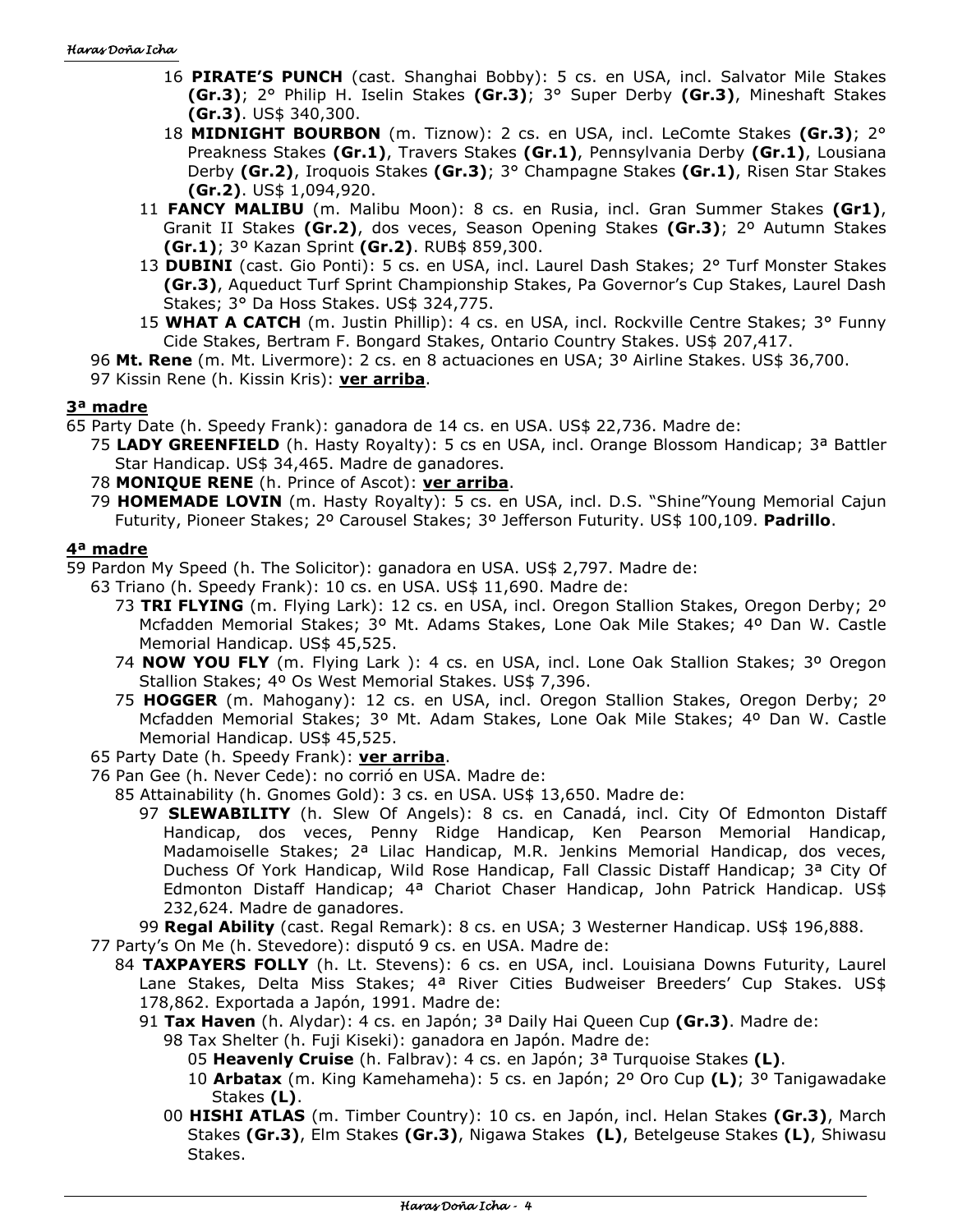- 16 **PIRATE'S PUNCH** (cast. Shanghai Bobby): 5 cs. en USA, incl. Salvator Mile Stakes **(Gr.3)**; 2° Philip H. Iselin Stakes **(Gr.3)**; 3° Super Derby **(Gr.3)**, Mineshaft Stakes **(Gr.3)**. US$ 340,300.
- 18 **MIDNIGHT BOURBON** (m. Tiznow): 2 cs. en USA, incl. LeComte Stakes **(Gr.3)**; 2° Preakness Stakes **(Gr.1)**, Travers Stakes **(Gr.1)**, Pennsylvania Derby **(Gr.1)**, Lousiana Derby **(Gr.2)**, Iroquois Stakes **(Gr.3)**; 3° Champagne Stakes **(Gr.1)**, Risen Star Stakes **(Gr.2)**. US$ 1,094,920.
- 11 **FANCY MALIBU** (m. Malibu Moon): 8 cs. en Rusia, incl. Gran Summer Stakes **(Gr1)**, Granit II Stakes **(Gr.2)**, dos veces, Season Opening Stakes **(Gr.3)**; 2º Autumn Stakes **(Gr.1)**; 3º Kazan Sprint **(Gr.2)**. RUB$ 859,300.
- 13 **DUBINI** (cast. Gio Ponti): 5 cs. en USA, incl. Laurel Dash Stakes; 2° Turf Monster Stakes **(Gr.3)**, Aqueduct Turf Sprint Championship Stakes, Pa Governor's Cup Stakes, Laurel Dash Stakes; 3° Da Hoss Stakes. US$ 324,775.
- 15 **WHAT A CATCH** (m. Justin Phillip): 4 cs. en USA, incl. Rockville Centre Stakes; 3° Funny Cide Stakes, Bertram F. Bongard Stakes, Ontario Country Stakes. US$ 207,417.

96 **Mt. Rene** (m. Mt. Livermore): 2 cs. en 8 actuaciones en USA; 3º Airline Stakes. US$ 36,700.
97 Kissin Rene (h. Kissin Kris): **ver arriba**.

## 3ª madre

65 Party Date (h. Speedy Frank): ganadora de 14 cs. en USA. US$ 22,736. Madre de:
- 75 **LADY GREENFIELD** (h. Hasty Royalty): 5 cs en USA, incl. Orange Blossom Handicap; 3ª Battler Star Handicap. US$ 34,465. Madre de ganadores.
- 78 **MONIQUE RENE** (h. Prince of Ascot): **ver arriba**.
- 79 **HOMEMADE LOVIN** (m. Hasty Royalty): 5 cs. en USA, incl. D.S. "Shine"Young Memorial Cajun Futurity, Pioneer Stakes; 2º Carousel Stakes; 3º Jefferson Futurity. US$ 100,109. **Padrillo**.

## 4ª madre

59 Pardon My Speed (h. The Solicitor): ganadora en USA. US$ 2,797. Madre de:
- 63 Triano (h. Speedy Frank): 10 cs. en USA. US$ 11,690. Madre de:
  - 73 **TRI FLYING** (m. Flying Lark): 12 cs. en USA, incl. Oregon Stallion Stakes, Oregon Derby; 2º Mcfadden Memorial Stakes; 3º Mt. Adams Stakes, Lone Oak Mile Stakes; 4º Dan W. Castle Memorial Handicap. US$ 45,525.
  - 74 **NOW YOU FLY** (m. Flying Lark ): 4 cs. en USA, incl. Lone Oak Stallion Stakes; 3º Oregon Stallion Stakes; 4º Os West Memorial Stakes. US$ 7,396.
  - 75 **HOGGER** (m. Mahogany): 12 cs. en USA, incl. Oregon Stallion Stakes, Oregon Derby; 2º Mcfadden Memorial Stakes; 3º Mt. Adam Stakes, Lone Oak Mile Stakes; 4º Dan W. Castle Memorial Handicap. US$ 45,525.
- 65 Party Date (h. Speedy Frank): **ver arriba**.
- 76 Pan Gee (h. Never Cede): no corrió en USA. Madre de:
  - 85 Attainability (h. Gnomes Gold): 3 cs. en USA. US$ 13,650. Madre de:
    - 97 **SLEWABILITY** (h. Slew Of Angels): 8 cs. en Canadá, incl. City Of Edmonton Distaff Handicap, dos veces, Penny Ridge Handicap, Ken Pearson Memorial Handicap, Madamoiselle Stakes; 2ª Lilac Handicap, M.R. Jenkins Memorial Handicap, dos veces, Duchess Of York Handicap, Wild Rose Handicap, Fall Classic Distaff Handicap; 3ª City Of Edmonton Distaff Handicap; 4ª Chariot Chaser Handicap, John Patrick Handicap. US$ 232,624. Madre de ganadores.
  - 99 **Regal Ability** (cast. Regal Remark): 8 cs. en USA; 3 Westerner Handicap. US$ 196,888.
- 77 Party's On Me (h. Stevedore): disputó 9 cs. en USA. Madre de:
  - 84 **TAXPAYERS FOLLY** (h. Lt. Stevens): 6 cs. en USA, incl. Louisiana Downs Futurity, Laurel Lane Stakes, Delta Miss Stakes; 4ª River Cities Budweiser Breeders' Cup Stakes. US$ 178,862. Exportada a Japón, 1991. Madre de:
    - 91 **Tax Haven** (h. Alydar): 4 cs. en Japón; 3ª Daily Hai Queen Cup **(Gr.3)**. Madre de:
      - 98 Tax Shelter (h. Fuji Kiseki): ganadora en Japón. Madre de:
        - 05 **Heavenly Cruise** (h. Falbrav): 4 cs. en Japón; 3ª Turquoise Stakes **(L)**.
        - 10 **Arbatax** (m. King Kamehameha): 5 cs. en Japón; 2º Oro Cup **(L)**; 3º Tanigawadake Stakes **(L)**.
      - 00 **HISHI ATLAS** (m. Timber Country): 10 cs. en Japón, incl. Helan Stakes **(Gr.3)**, March Stakes **(Gr.3)**, Elm Stakes **(Gr.3)**, Nigawa Stakes **(L)**, Betelgeuse Stakes **(L)**, Shiwasu Stakes.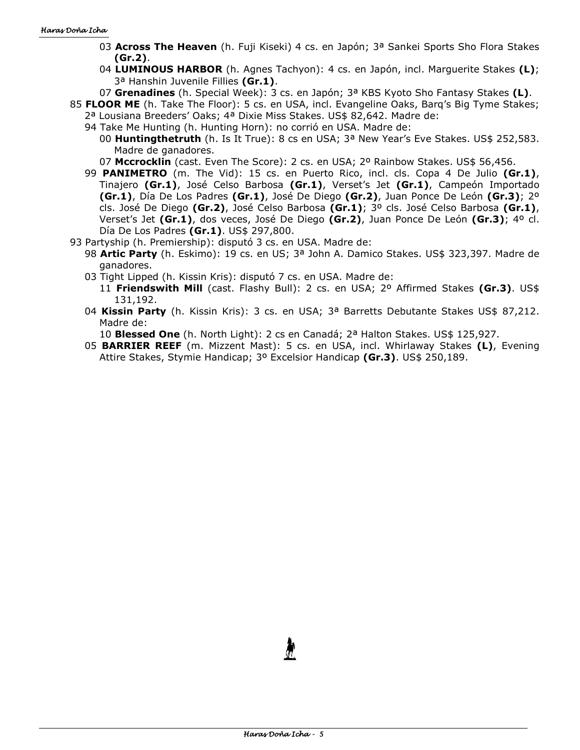03 **Across The Heaven** (h. Fuji Kiseki) 4 cs. en Japón; 3ª Sankei Sports Sho Flora Stakes **(Gr.2)**.

04 **LUMINOUS HARBOR** (h. Agnes Tachyon): 4 cs. en Japón, incl. Marguerite Stakes **(L)**; 3ª Hanshin Juvenile Fillies **(Gr.1)**.

07 **Grenadines** (h. Special Week): 3 cs. en Japón; 3ª KBS Kyoto Sho Fantasy Stakes **(L)**.

85 **FLOOR ME** (h. Take The Floor): 5 cs. en USA, incl. Evangeline Oaks, Barq's Big Tyme Stakes; 2ª Lousiana Breeders' Oaks; 4ª Dixie Miss Stakes. US$ 82,642. Madre de:

94 Take Me Hunting (h. Hunting Horn): no corrió en USA. Madre de:

00 **Huntingthetruth** (h. Is It True): 8 cs en USA; 3ª New Year's Eve Stakes. US$ 252,583. Madre de ganadores.

07 **Mccrocklin** (cast. Even The Score): 2 cs. en USA; 2º Rainbow Stakes. US$ 56,456.

99 **PANIMETRO** (m. The Vid): 15 cs. en Puerto Rico, incl. cls. Copa 4 De Julio **(Gr.1)**, Tinajero **(Gr.1)**, José Celso Barbosa **(Gr.1)**, Verset's Jet **(Gr.1)**, Campeón Importado **(Gr.1)**, Día De Los Padres **(Gr.1)**, José De Diego **(Gr.2)**, Juan Ponce De León **(Gr.3)**; 2º cls. José De Diego **(Gr.2)**, José Celso Barbosa **(Gr.1)**; 3º cls. José Celso Barbosa **(Gr.1)**, Verset's Jet **(Gr.1)**, dos veces, José De Diego **(Gr.2)**, Juan Ponce De León **(Gr.3)**; 4º cl. Día De Los Padres **(Gr.1)**. US$ 297,800.

93 Partyship (h. Premiership): disputó 3 cs. en USA. Madre de:

98 **Artic Party** (h. Eskimo): 19 cs. en US; 3ª John A. Damico Stakes. US$ 323,397. Madre de ganadores.

03 Tight Lipped (h. Kissin Kris): disputó 7 cs. en USA. Madre de:

11 **Friendswith Mill** (cast. Flashy Bull): 2 cs. en USA; 2º Affirmed Stakes **(Gr.3)**. US$ 131,192.

04 **Kissin Party** (h. Kissin Kris): 3 cs. en USA; 3ª Barretts Debutante Stakes US$ 87,212. Madre de:

10 **Blessed One** (h. North Light): 2 cs en Canadá; 2ª Halton Stakes. US$ 125,927.

05 **BARRIER REEF** (m. Mizzent Mast): 5 cs. en USA, incl. Whirlaway Stakes **(L)**, Evening Attire Stakes, Stymie Handicap; 3º Excelsior Handicap **(Gr.3)**. US$ 250,189.